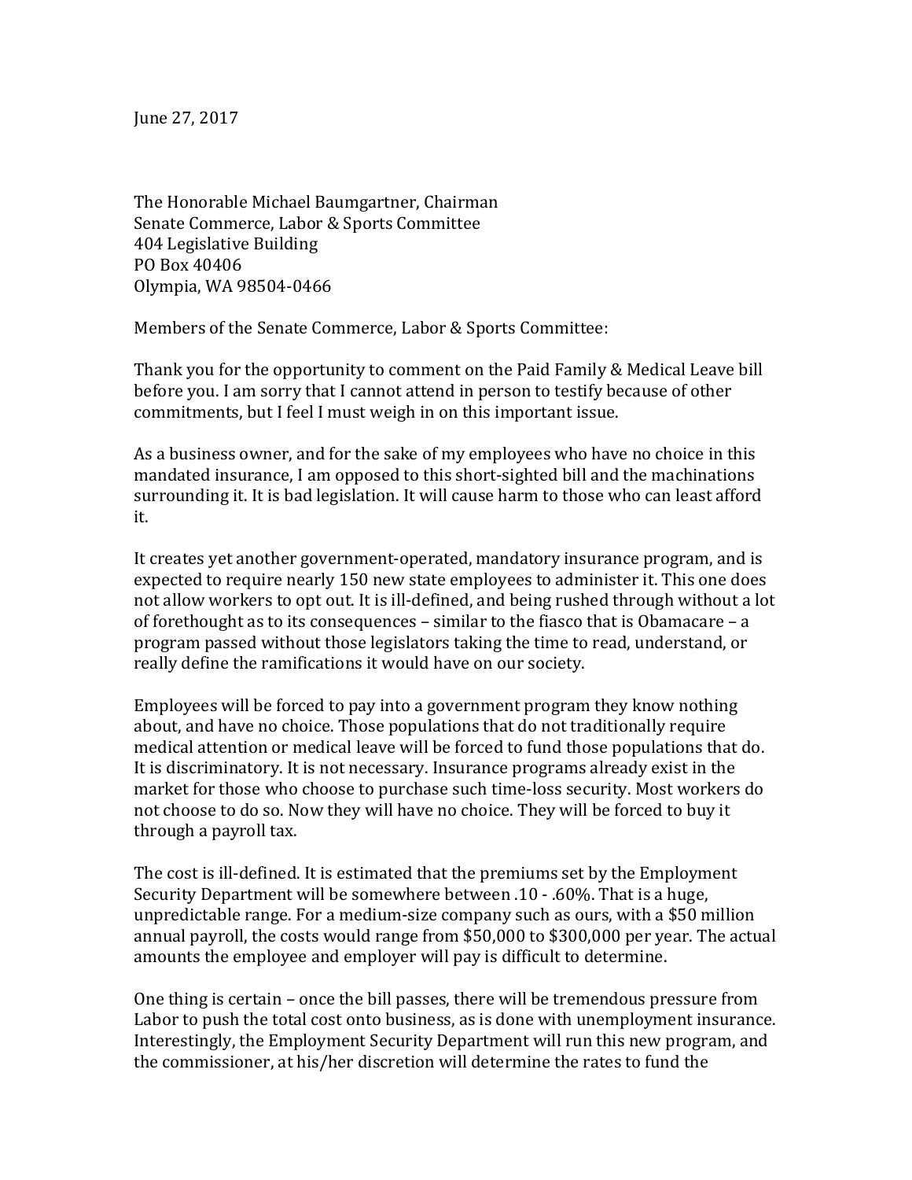June 27, 2017

The Honorable Michael Baumgartner, Chairman
Senate Commerce, Labor & Sports Committee
404 Legislative Building
PO Box 40406
Olympia, WA 98504-0466

Members of the Senate Commerce, Labor & Sports Committee:

Thank you for the opportunity to comment on the Paid Family & Medical Leave bill before you. I am sorry that I cannot attend in person to testify because of other commitments, but I feel I must weigh in on this important issue.

As a business owner, and for the sake of my employees who have no choice in this mandated insurance, I am opposed to this short-sighted bill and the machinations surrounding it. It is bad legislation. It will cause harm to those who can least afford it.

It creates yet another government-operated, mandatory insurance program, and is expected to require nearly 150 new state employees to administer it. This one does not allow workers to opt out. It is ill-defined, and being rushed through without a lot of forethought as to its consequences – similar to the fiasco that is Obamacare – a program passed without those legislators taking the time to read, understand, or really define the ramifications it would have on our society.

Employees will be forced to pay into a government program they know nothing about, and have no choice. Those populations that do not traditionally require medical attention or medical leave will be forced to fund those populations that do. It is discriminatory. It is not necessary. Insurance programs already exist in the market for those who choose to purchase such time-loss security. Most workers do not choose to do so. Now they will have no choice. They will be forced to buy it through a payroll tax.

The cost is ill-defined. It is estimated that the premiums set by the Employment Security Department will be somewhere between .10 - .60%. That is a huge, unpredictable range. For a medium-size company such as ours, with a $50 million annual payroll, the costs would range from $50,000 to $300,000 per year. The actual amounts the employee and employer will pay is difficult to determine.

One thing is certain – once the bill passes, there will be tremendous pressure from Labor to push the total cost onto business, as is done with unemployment insurance. Interestingly, the Employment Security Department will run this new program, and the commissioner, at his/her discretion will determine the rates to fund the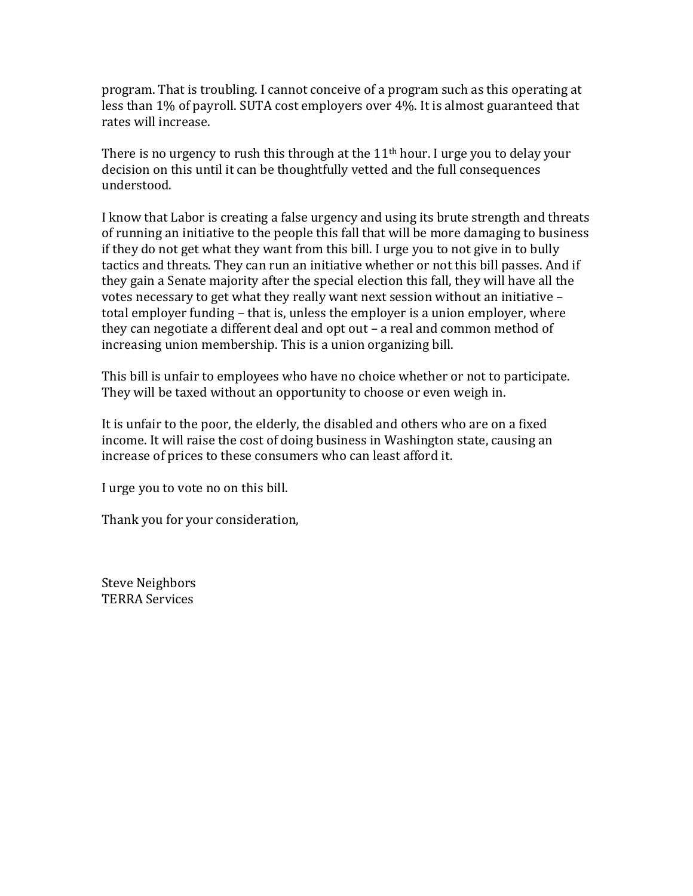program. That is troubling. I cannot conceive of a program such as this operating at less than 1% of payroll. SUTA cost employers over 4%. It is almost guaranteed that rates will increase.

There is no urgency to rush this through at the 11th hour. I urge you to delay your decision on this until it can be thoughtfully vetted and the full consequences understood.

I know that Labor is creating a false urgency and using its brute strength and threats of running an initiative to the people this fall that will be more damaging to business if they do not get what they want from this bill. I urge you to not give in to bully tactics and threats. They can run an initiative whether or not this bill passes. And if they gain a Senate majority after the special election this fall, they will have all the votes necessary to get what they really want next session without an initiative – total employer funding – that is, unless the employer is a union employer, where they can negotiate a different deal and opt out – a real and common method of increasing union membership. This is a union organizing bill.

This bill is unfair to employees who have no choice whether or not to participate. They will be taxed without an opportunity to choose or even weigh in.

It is unfair to the poor, the elderly, the disabled and others who are on a fixed income. It will raise the cost of doing business in Washington state, causing an increase of prices to these consumers who can least afford it.

I urge you to vote no on this bill.

Thank you for your consideration,

Steve Neighbors
TERRA Services